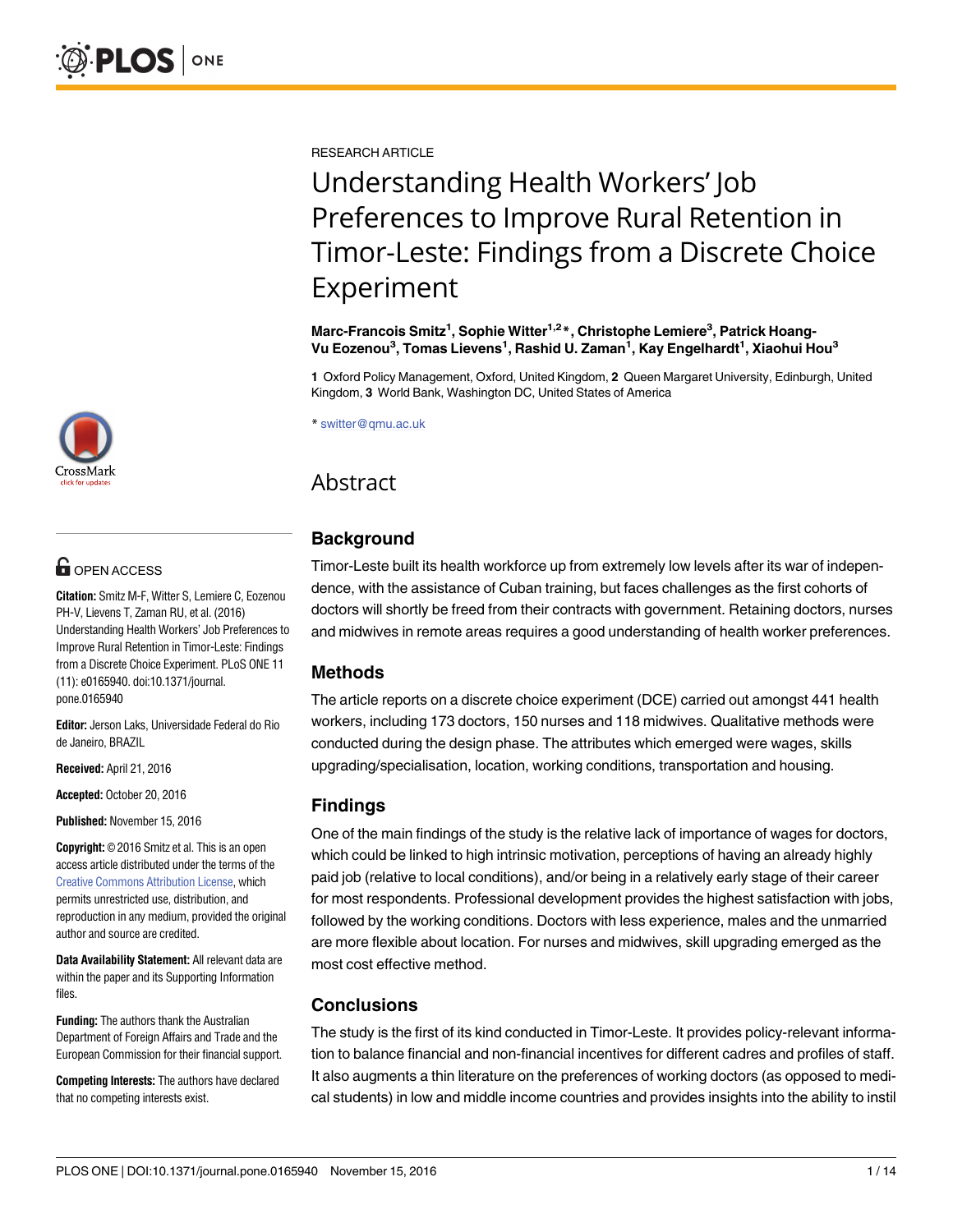RESEARCH ARTICLE

# Understanding Health Workers' Job Preferences to Improve Rural Retention in Timor-Leste: Findings from a Discrete Choice Experiment

**Marc-Francois Smitz[1], Sophie Witter[1,2]\*, Christophe Lemiere[3], Patrick Hoang-Vu Eozenou[3], Tomas Lievens[1], Rashid U. Zaman[1], Kay Engelhardt[1], Xiaohui Hou[3]**

**1** Oxford Policy Management, Oxford, United Kingdom, **2** Queen Margaret University, Edinburgh, United Kingdom, **3** World Bank, Washington DC, United States of America

\* switter@qmu.ac.uk

OPEN ACCESS

**Citation:** Smitz M-F, Witter S, Lemiere C, Eozenou PH-V, Lievens T, Zaman RU, et al. (2016) Understanding Health Workers' Job Preferences to Improve Rural Retention in Timor-Leste: Findings from a Discrete Choice Experiment. PLoS ONE 11 (11): e0165940. doi:10.1371/journal.pone.0165940

**Editor:** Jerson Laks, Universidade Federal do Rio de Janeiro, BRAZIL

**Received:** April 21, 2016

**Accepted:** October 20, 2016

**Published:** November 15, 2016

**Copyright:** © 2016 Smitz et al. This is an open access article distributed under the terms of the Creative Commons Attribution License, which permits unrestricted use, distribution, and reproduction in any medium, provided the original author and source are credited.

**Data Availability Statement:** All relevant data are within the paper and its Supporting Information files.

**Funding:** The authors thank the Australian Department of Foreign Affairs and Trade and the European Commission for their financial support.

**Competing Interests:** The authors have declared that no competing interests exist.

## Abstract

### Background

Timor-Leste built its health workforce up from extremely low levels after its war of independence, with the assistance of Cuban training, but faces challenges as the first cohorts of doctors will shortly be freed from their contracts with government. Retaining doctors, nurses and midwives in remote areas requires a good understanding of health worker preferences.

### Methods

The article reports on a discrete choice experiment (DCE) carried out amongst 441 health workers, including 173 doctors, 150 nurses and 118 midwives. Qualitative methods were conducted during the design phase. The attributes which emerged were wages, skills upgrading/specialisation, location, working conditions, transportation and housing.

### Findings

One of the main findings of the study is the relative lack of importance of wages for doctors, which could be linked to high intrinsic motivation, perceptions of having an already highly paid job (relative to local conditions), and/or being in a relatively early stage of their career for most respondents. Professional development provides the highest satisfaction with jobs, followed by the working conditions. Doctors with less experience, males and the unmarried are more flexible about location. For nurses and midwives, skill upgrading emerged as the most cost effective method.

### Conclusions

The study is the first of its kind conducted in Timor-Leste. It provides policy-relevant information to balance financial and non-financial incentives for different cadres and profiles of staff. It also augments a thin literature on the preferences of working doctors (as opposed to medical students) in low and middle income countries and provides insights into the ability to instil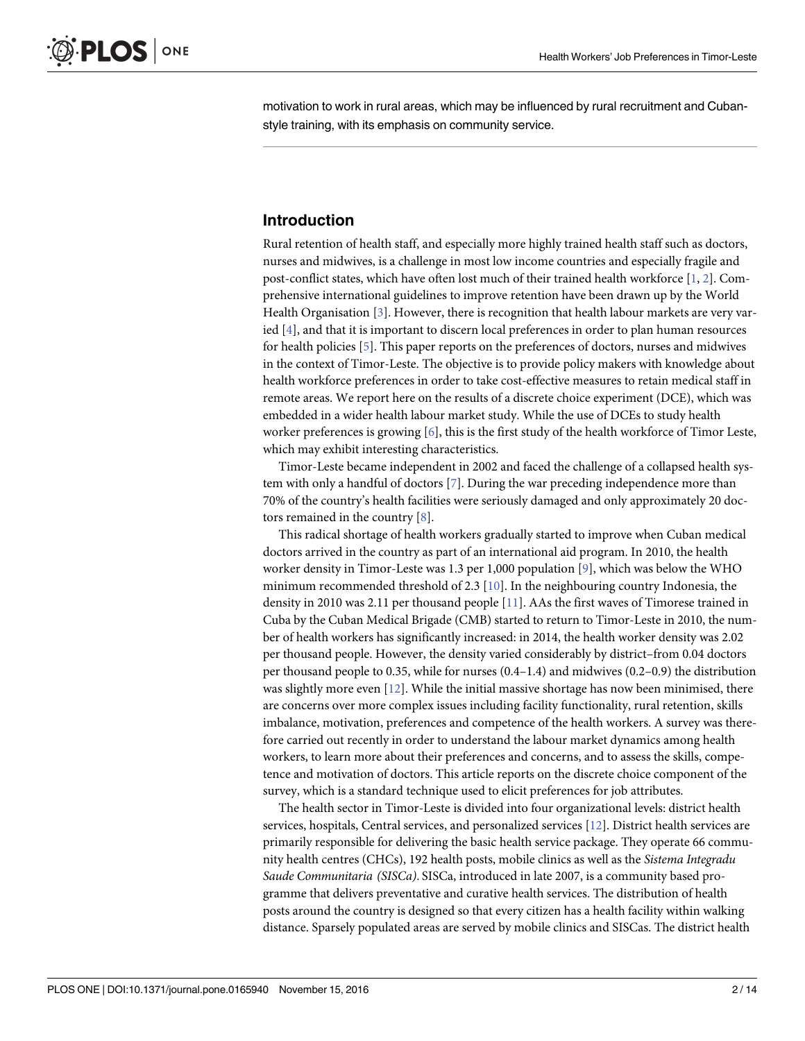motivation to work in rural areas, which may be influenced by rural recruitment and Cuban-style training, with its emphasis on community service.

## Introduction

Rural retention of health staff, and especially more highly trained health staff such as doctors, nurses and midwives, is a challenge in most low income countries and especially fragile and post-conflict states, which have often lost much of their trained health workforce [1, 2]. Comprehensive international guidelines to improve retention have been drawn up by the World Health Organisation [3]. However, there is recognition that health labour markets are very varied [4], and that it is important to discern local preferences in order to plan human resources for health policies [5]. This paper reports on the preferences of doctors, nurses and midwives in the context of Timor-Leste. The objective is to provide policy makers with knowledge about health workforce preferences in order to take cost-effective measures to retain medical staff in remote areas. We report here on the results of a discrete choice experiment (DCE), which was embedded in a wider health labour market study. While the use of DCEs to study health worker preferences is growing [6], this is the first study of the health workforce of Timor Leste, which may exhibit interesting characteristics.

Timor-Leste became independent in 2002 and faced the challenge of a collapsed health system with only a handful of doctors [7]. During the war preceding independence more than 70% of the country's health facilities were seriously damaged and only approximately 20 doctors remained in the country [8].

This radical shortage of health workers gradually started to improve when Cuban medical doctors arrived in the country as part of an international aid program. In 2010, the health worker density in Timor-Leste was 1.3 per 1,000 population [9], which was below the WHO minimum recommended threshold of 2.3 [10]. In the neighbouring country Indonesia, the density in 2010 was 2.11 per thousand people [11]. AAs the first waves of Timorese trained in Cuba by the Cuban Medical Brigade (CMB) started to return to Timor-Leste in 2010, the number of health workers has significantly increased: in 2014, the health worker density was 2.02 per thousand people. However, the density varied considerably by district–from 0.04 doctors per thousand people to 0.35, while for nurses (0.4–1.4) and midwives (0.2–0.9) the distribution was slightly more even [12]. While the initial massive shortage has now been minimised, there are concerns over more complex issues including facility functionality, rural retention, skills imbalance, motivation, preferences and competence of the health workers. A survey was therefore carried out recently in order to understand the labour market dynamics among health workers, to learn more about their preferences and concerns, and to assess the skills, competence and motivation of doctors. This article reports on the discrete choice component of the survey, which is a standard technique used to elicit preferences for job attributes.

The health sector in Timor-Leste is divided into four organizational levels: district health services, hospitals, Central services, and personalized services [12]. District health services are primarily responsible for delivering the basic health service package. They operate 66 community health centres (CHCs), 192 health posts, mobile clinics as well as the *Sistema Integradu Saude Communitaria (SISCa)*. SISCa, introduced in late 2007, is a community based programme that delivers preventative and curative health services. The distribution of health posts around the country is designed so that every citizen has a health facility within walking distance. Sparsely populated areas are served by mobile clinics and SISCas. The district health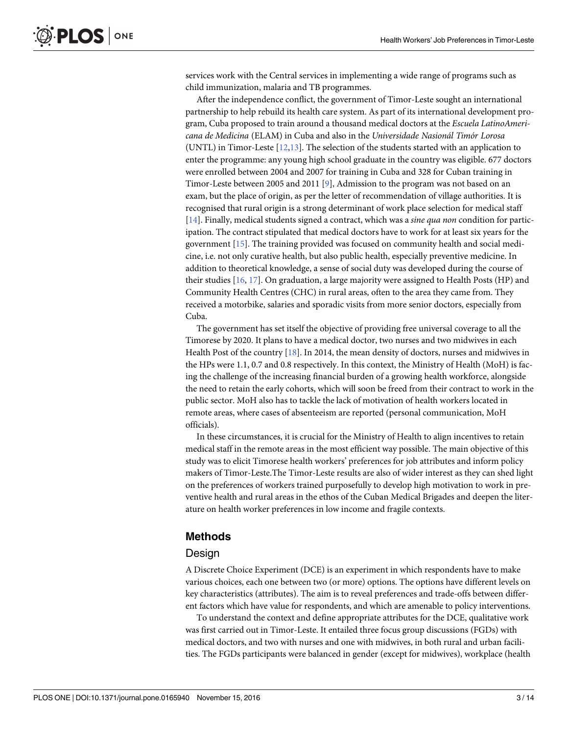services work with the Central services in implementing a wide range of programs such as child immunization, malaria and TB programmes.

After the independence conflict, the government of Timor-Leste sought an international partnership to help rebuild its health care system. As part of its international development program, Cuba proposed to train around a thousand medical doctors at the *Escuela LatinoAmericana de Medicina* (ELAM) in Cuba and also in the *Universidade Nasionál Timór Lorosa* (UNTL) in Timor-Leste [12,13]. The selection of the students started with an application to enter the programme: any young high school graduate in the country was eligible. 677 doctors were enrolled between 2004 and 2007 for training in Cuba and 328 for Cuban training in Timor-Leste between 2005 and 2011 [9], Admission to the program was not based on an exam, but the place of origin, as per the letter of recommendation of village authorities. It is recognised that rural origin is a strong determinant of work place selection for medical staff [14]. Finally, medical students signed a contract, which was a *sine qua non* condition for participation. The contract stipulated that medical doctors have to work for at least six years for the government [15]. The training provided was focused on community health and social medicine, i.e. not only curative health, but also public health, especially preventive medicine. In addition to theoretical knowledge, a sense of social duty was developed during the course of their studies [16, 17]. On graduation, a large majority were assigned to Health Posts (HP) and Community Health Centres (CHC) in rural areas, often to the area they came from. They received a motorbike, salaries and sporadic visits from more senior doctors, especially from Cuba.

The government has set itself the objective of providing free universal coverage to all the Timorese by 2020. It plans to have a medical doctor, two nurses and two midwives in each Health Post of the country [18]. In 2014, the mean density of doctors, nurses and midwives in the HPs were 1.1, 0.7 and 0.8 respectively. In this context, the Ministry of Health (MoH) is facing the challenge of the increasing financial burden of a growing health workforce, alongside the need to retain the early cohorts, which will soon be freed from their contract to work in the public sector. MoH also has to tackle the lack of motivation of health workers located in remote areas, where cases of absenteeism are reported (personal communication, MoH officials).

In these circumstances, it is crucial for the Ministry of Health to align incentives to retain medical staff in the remote areas in the most efficient way possible. The main objective of this study was to elicit Timorese health workers' preferences for job attributes and inform policy makers of Timor-Leste.The Timor-Leste results are also of wider interest as they can shed light on the preferences of workers trained purposefully to develop high motivation to work in preventive health and rural areas in the ethos of the Cuban Medical Brigades and deepen the literature on health worker preferences in low income and fragile contexts.

## Methods

### Design

A Discrete Choice Experiment (DCE) is an experiment in which respondents have to make various choices, each one between two (or more) options. The options have different levels on key characteristics (attributes). The aim is to reveal preferences and trade-offs between different factors which have value for respondents, and which are amenable to policy interventions.

To understand the context and define appropriate attributes for the DCE, qualitative work was first carried out in Timor-Leste. It entailed three focus group discussions (FGDs) with medical doctors, and two with nurses and one with midwives, in both rural and urban facilities. The FGDs participants were balanced in gender (except for midwives), workplace (health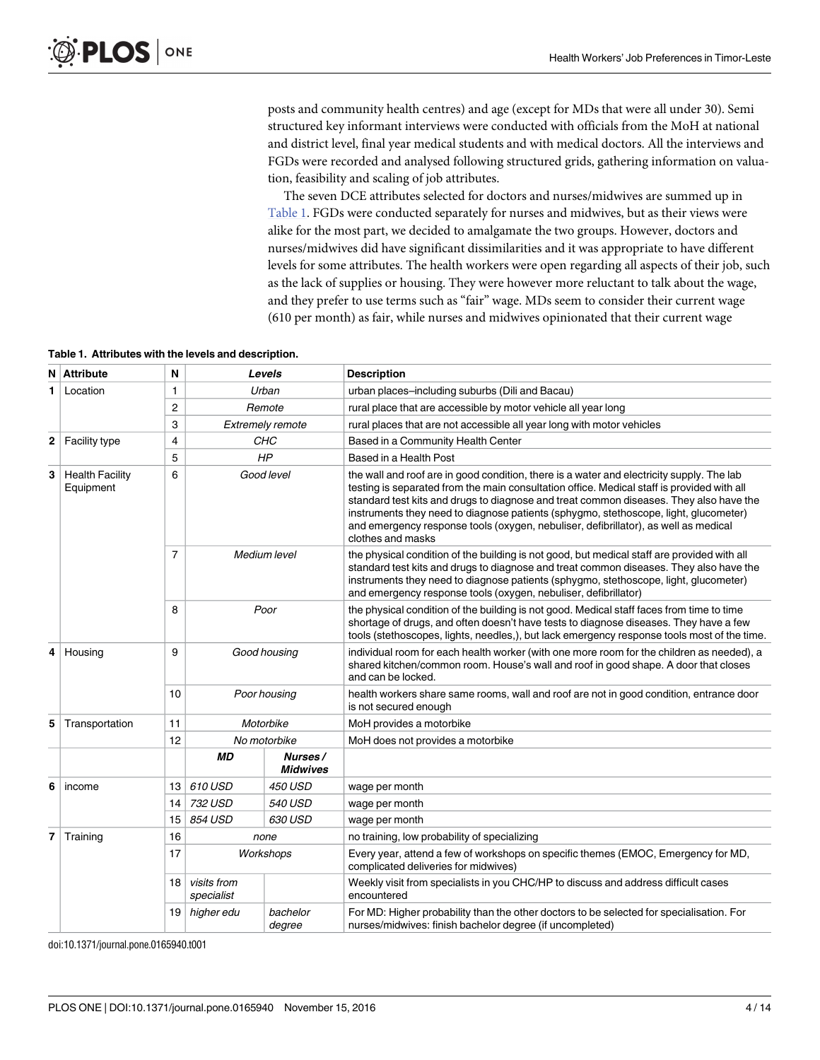posts and community health centres) and age (except for MDs that were all under 30). Semi structured key informant interviews were conducted with officials from the MoH at national and district level, final year medical students and with medical doctors. All the interviews and FGDs were recorded and analysed following structured grids, gathering information on valuation, feasibility and scaling of job attributes.

The seven DCE attributes selected for doctors and nurses/midwives are summed up in Table 1. FGDs were conducted separately for nurses and midwives, but as their views were alike for the most part, we decided to amalgamate the two groups. However, doctors and nurses/midwives did have significant dissimilarities and it was appropriate to have different levels for some attributes. The health workers were open regarding all aspects of their job, such as the lack of supplies or housing. They were however more reluctant to talk about the wage, and they prefer to use terms such as "fair" wage. MDs seem to consider their current wage (610 per month) as fair, while nurses and midwives opinionated that their current wage

**Table 1. Attributes with the levels and description.**

| N | Attribute | N | Levels | | Description |
|---|---|---|---|---|---|
| 1 | Location | 1 | *Urban* | | urban places–including suburbs (Dili and Bacau) |
| | | 2 | *Remote* | | rural place that are accessible by motor vehicle all year long |
| | | 3 | *Extremely remote* | | rural places that are not accessible all year long with motor vehicles |
| 2 | Facility type | 4 | *CHC* | | Based in a Community Health Center |
| | | 5 | *HP* | | Based in a Health Post |
| 3 | Health Facility Equipment | 6 | *Good level* | | the wall and roof are in good condition, there is a water and electricity supply. The lab testing is separated from the main consultation office. Medical staff is provided with all standard test kits and drugs to diagnose and treat common diseases. They also have the instruments they need to diagnose patients (sphygmo, stethoscope, light, glucometer) and emergency response tools (oxygen, nebuliser, defibrillator), as well as medical clothes and masks |
| | | 7 | *Medium level* | | the physical condition of the building is not good, but medical staff are provided with all standard test kits and drugs to diagnose and treat common diseases. They also have the instruments they need to diagnose patients (sphygmo, stethoscope, light, glucometer) and emergency response tools (oxygen, nebuliser, defibrillator) |
| | | 8 | *Poor* | | the physical condition of the building is not good. Medical staff faces from time to time shortage of drugs, and often doesn't have tests to diagnose diseases. They have a few tools (stethoscopes, lights, needles,), but lack emergency response tools most of the time. |
| 4 | Housing | 9 | *Good housing* | | individual room for each health worker (with one more room for the children as needed), a shared kitchen/common room. House's wall and roof in good shape. A door that closes and can be locked. |
| | | 10 | *Poor housing* | | health workers share same rooms, wall and roof are not in good condition, entrance door is not secured enough |
| 5 | Transportation | 11 | *Motorbike* | | MoH provides a motorbike |
| | | 12 | *No motorbike* | | MoH does not provides a motorbike |
| | | | ***MD*** | ***Nurses / Midwives*** | |
| 6 | income | 13 | *610 USD* | *450 USD* | wage per month |
| | | 14 | *732 USD* | *540 USD* | wage per month |
| | | 15 | *854 USD* | *630 USD* | wage per month |
| 7 | Training | 16 | *none* | | no training, low probability of specializing |
| | | 17 | *Workshops* | | Every year, attend a few of workshops on specific themes (EMOC, Emergency for MD, complicated deliveries for midwives) |
| | | 18 | *visits from specialist* | | Weekly visit from specialists in you CHC/HP to discuss and address difficult cases encountered |
| | | 19 | *higher edu* | *bachelor degree* | For MD: Higher probability than the other doctors to be selected for specialisation. For nurses/midwives: finish bachelor degree (if uncompleted) |

doi:10.1371/journal.pone.0165940.t001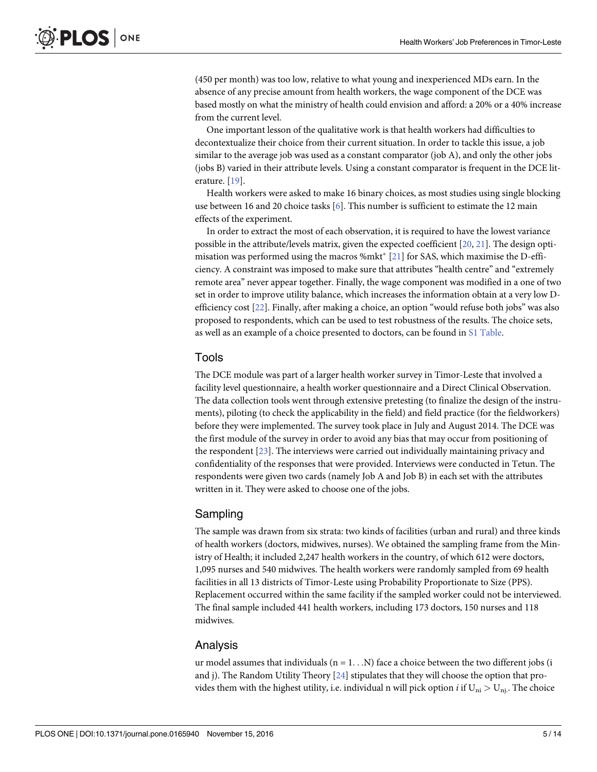(450 per month) was too low, relative to what young and inexperienced MDs earn. In the absence of any precise amount from health workers, the wage component of the DCE was based mostly on what the ministry of health could envision and afford: a 20% or a 40% increase from the current level.

One important lesson of the qualitative work is that health workers had difficulties to decontextualize their choice from their current situation. In order to tackle this issue, a job similar to the average job was used as a constant comparator (job A), and only the other jobs (jobs B) varied in their attribute levels. Using a constant comparator is frequent in the DCE literature. [19].

Health workers were asked to make 16 binary choices, as most studies using single blocking use between 16 and 20 choice tasks [6]. This number is sufficient to estimate the 12 main effects of the experiment.

In order to extract the most of each observation, it is required to have the lowest variance possible in the attribute/levels matrix, given the expected coefficient [20, 21]. The design optimisation was performed using the macros %mkt* [21] for SAS, which maximise the D-efficiency. A constraint was imposed to make sure that attributes "health centre" and "extremely remote area" never appear together. Finally, the wage component was modified in a one of two set in order to improve utility balance, which increases the information obtain at a very low D-efficiency cost [22]. Finally, after making a choice, an option "would refuse both jobs" was also proposed to respondents, which can be used to test robustness of the results. The choice sets, as well as an example of a choice presented to doctors, can be found in S1 Table.

## Tools

The DCE module was part of a larger health worker survey in Timor-Leste that involved a facility level questionnaire, a health worker questionnaire and a Direct Clinical Observation. The data collection tools went through extensive pretesting (to finalize the design of the instruments), piloting (to check the applicability in the field) and field practice (for the fieldworkers) before they were implemented. The survey took place in July and August 2014. The DCE was the first module of the survey in order to avoid any bias that may occur from positioning of the respondent [23]. The interviews were carried out individually maintaining privacy and confidentiality of the responses that were provided. Interviews were conducted in Tetun. The respondents were given two cards (namely Job A and Job B) in each set with the attributes written in it. They were asked to choose one of the jobs.

## Sampling

The sample was drawn from six strata: two kinds of facilities (urban and rural) and three kinds of health workers (doctors, midwives, nurses). We obtained the sampling frame from the Ministry of Health; it included 2,247 health workers in the country, of which 612 were doctors, 1,095 nurses and 540 midwives. The health workers were randomly sampled from 69 health facilities in all 13 districts of Timor-Leste using Probability Proportionate to Size (PPS). Replacement occurred within the same facility if the sampled worker could not be interviewed. The final sample included 441 health workers, including 173 doctors, 150 nurses and 118 midwives.

## Analysis

ur model assumes that individuals ($n = 1...N$) face a choice between the two different jobs (i and j). The Random Utility Theory [24] stipulates that they will choose the option that provides them with the highest utility, i.e. individual n will pick option *i* if $U_{ni} > U_{nj}$. The choice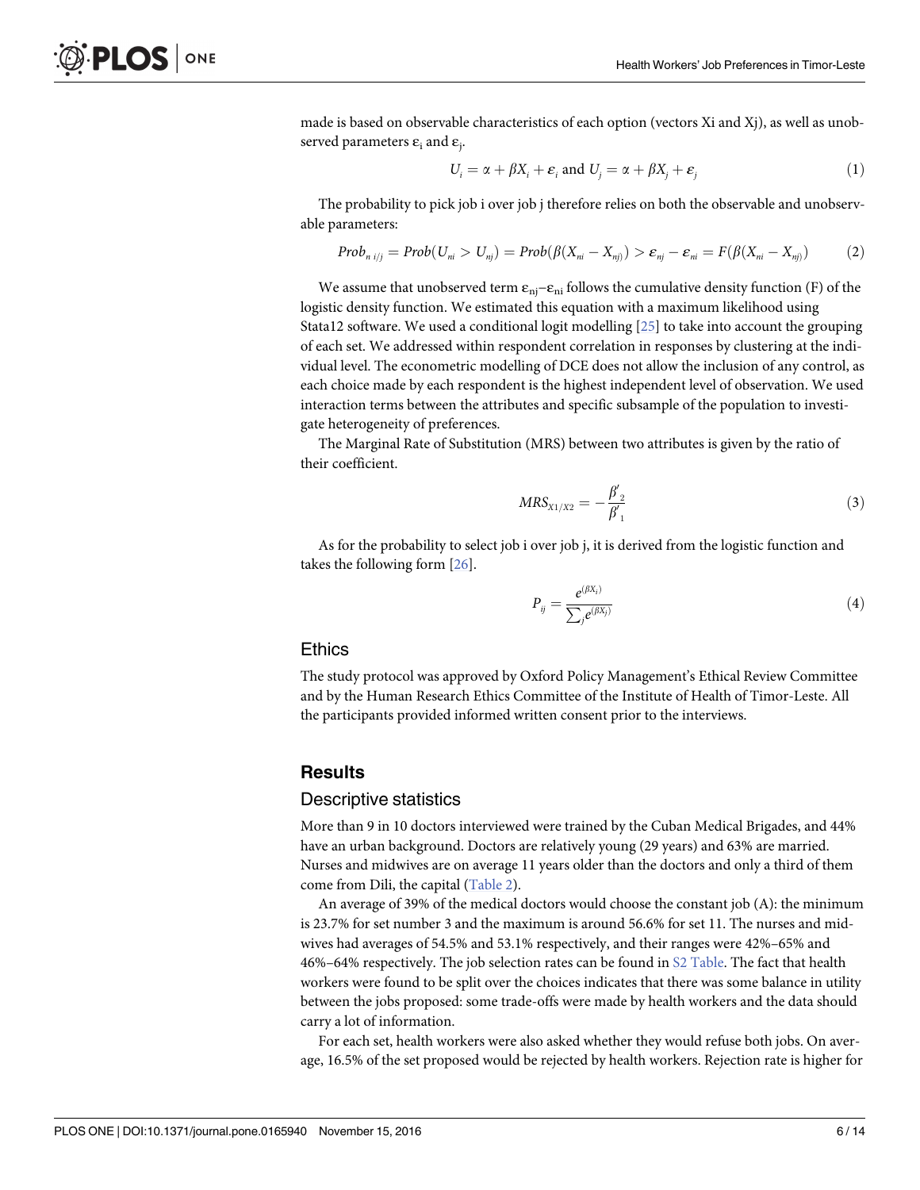made is based on observable characteristics of each option (vectors Xi and Xj), as well as unobserved parameters $\varepsilon_i$ and $\varepsilon_j$.

$$U_i = \alpha + \beta X_i + \varepsilon_i \text{ and } U_j = \alpha + \beta X_j + \varepsilon_j \quad (1)$$

The probability to pick job i over job j therefore relies on both the observable and unobservable parameters:

$$Prob_{n\ i/j} = Prob(U_{ni} > U_{nj}) = Prob(\beta(X_{ni} - X_{nj})) > \varepsilon_{nj} - \varepsilon_{ni} = F(\beta(X_{ni} - X_{nj})) \quad (2)$$

We assume that unobserved term $\varepsilon_{nj}-\varepsilon_{ni}$ follows the cumulative density function (F) of the logistic density function. We estimated this equation with a maximum likelihood using Stata12 software. We used a conditional logit modelling [25] to take into account the grouping of each set. We addressed within respondent correlation in responses by clustering at the individual level. The econometric modelling of DCE does not allow the inclusion of any control, as each choice made by each respondent is the highest independent level of observation. We used interaction terms between the attributes and specific subsample of the population to investigate heterogeneity of preferences.

The Marginal Rate of Substitution (MRS) between two attributes is given by the ratio of their coefficient.

$$MRS_{X1/X2} = -\frac{\beta'_2}{\beta'_1} \quad (3)$$

As for the probability to select job i over job j, it is derived from the logistic function and takes the following form [26].

$$P_{ij} = \frac{e^{(\beta X_i)}}{\sum_j e^{(\beta X_j)}} \quad (4)$$

## Ethics

The study protocol was approved by Oxford Policy Management's Ethical Review Committee and by the Human Research Ethics Committee of the Institute of Health of Timor-Leste. All the participants provided informed written consent prior to the interviews.

# Results

## Descriptive statistics

More than 9 in 10 doctors interviewed were trained by the Cuban Medical Brigades, and 44% have an urban background. Doctors are relatively young (29 years) and 63% are married. Nurses and midwives are on average 11 years older than the doctors and only a third of them come from Dili, the capital (Table 2).

An average of 39% of the medical doctors would choose the constant job (A): the minimum is 23.7% for set number 3 and the maximum is around 56.6% for set 11. The nurses and midwives had averages of 54.5% and 53.1% respectively, and their ranges were 42%–65% and 46%–64% respectively. The job selection rates can be found in S2 Table. The fact that health workers were found to be split over the choices indicates that there was some balance in utility between the jobs proposed: some trade-offs were made by health workers and the data should carry a lot of information.

For each set, health workers were also asked whether they would refuse both jobs. On average, 16.5% of the set proposed would be rejected by health workers. Rejection rate is higher for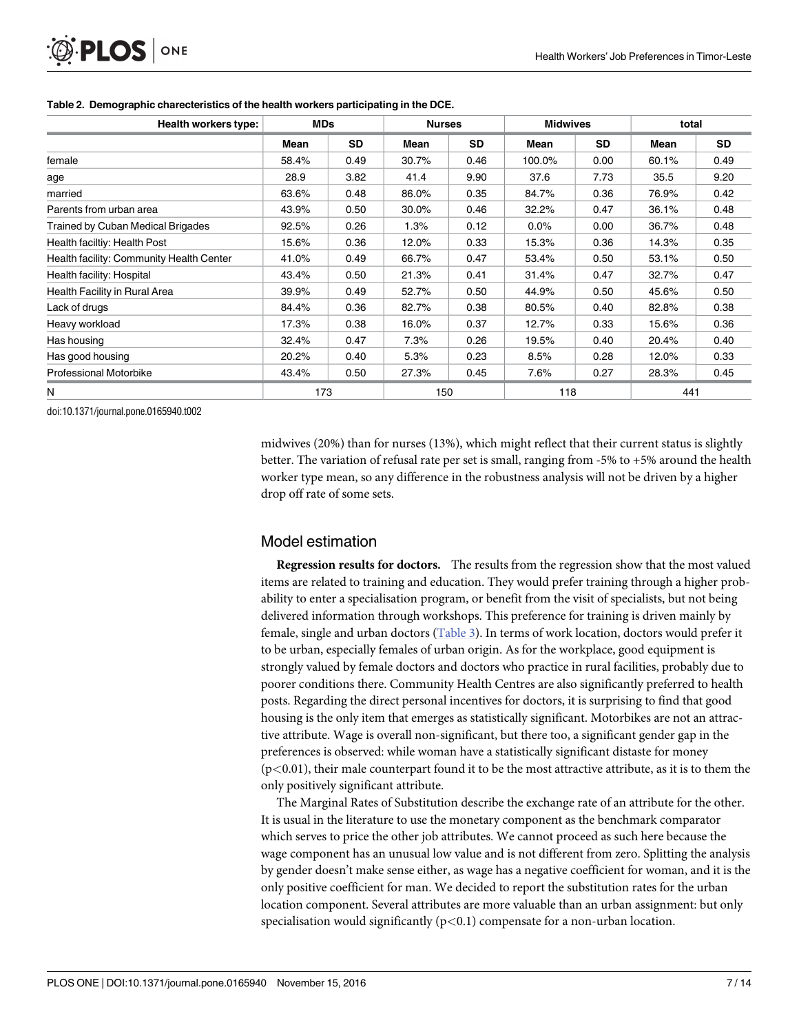**Table 2. Demographic charecteristics of the health workers participating in the DCE.**

| Health workers type: | MDs | | Nurses | | Midwives | | total | |
|---|---|---|---|---|---|---|---|---|
| | Mean | SD | Mean | SD | Mean | SD | Mean | SD |
| female | 58.4% | 0.49 | 30.7% | 0.46 | 100.0% | 0.00 | 60.1% | 0.49 |
| age | 28.9 | 3.82 | 41.4 | 9.90 | 37.6 | 7.73 | 35.5 | 9.20 |
| married | 63.6% | 0.48 | 86.0% | 0.35 | 84.7% | 0.36 | 76.9% | 0.42 |
| Parents from urban area | 43.9% | 0.50 | 30.0% | 0.46 | 32.2% | 0.47 | 36.1% | 0.48 |
| Trained by Cuban Medical Brigades | 92.5% | 0.26 | 1.3% | 0.12 | 0.0% | 0.00 | 36.7% | 0.48 |
| Health faciltiy: Health Post | 15.6% | 0.36 | 12.0% | 0.33 | 15.3% | 0.36 | 14.3% | 0.35 |
| Health facility: Community Health Center | 41.0% | 0.49 | 66.7% | 0.47 | 53.4% | 0.50 | 53.1% | 0.50 |
| Health facility: Hospital | 43.4% | 0.50 | 21.3% | 0.41 | 31.4% | 0.47 | 32.7% | 0.47 |
| Health Facility in Rural Area | 39.9% | 0.49 | 52.7% | 0.50 | 44.9% | 0.50 | 45.6% | 0.50 |
| Lack of drugs | 84.4% | 0.36 | 82.7% | 0.38 | 80.5% | 0.40 | 82.8% | 0.38 |
| Heavy workload | 17.3% | 0.38 | 16.0% | 0.37 | 12.7% | 0.33 | 15.6% | 0.36 |
| Has housing | 32.4% | 0.47 | 7.3% | 0.26 | 19.5% | 0.40 | 20.4% | 0.40 |
| Has good housing | 20.2% | 0.40 | 5.3% | 0.23 | 8.5% | 0.28 | 12.0% | 0.33 |
| Professional Motorbike | 43.4% | 0.50 | 27.3% | 0.45 | 7.6% | 0.27 | 28.3% | 0.45 |
| N | 173 | | 150 | | 118 | | 441 | |

doi:10.1371/journal.pone.0165940.t002

midwives (20%) than for nurses (13%), which might reflect that their current status is slightly better. The variation of refusal rate per set is small, ranging from -5% to +5% around the health worker type mean, so any difference in the robustness analysis will not be driven by a higher drop off rate of some sets.

## Model estimation

**Regression results for doctors.** The results from the regression show that the most valued items are related to training and education. They would prefer training through a higher probability to enter a specialisation program, or benefit from the visit of specialists, but not being delivered information through workshops. This preference for training is driven mainly by female, single and urban doctors (Table 3). In terms of work location, doctors would prefer it to be urban, especially females of urban origin. As for the workplace, good equipment is strongly valued by female doctors and doctors who practice in rural facilities, probably due to poorer conditions there. Community Health Centres are also significantly preferred to health posts. Regarding the direct personal incentives for doctors, it is surprising to find that good housing is the only item that emerges as statistically significant. Motorbikes are not an attractive attribute. Wage is overall non-significant, but there too, a significant gender gap in the preferences is observed: while woman have a statistically significant distaste for money ($p<0.01$), their male counterpart found it to be the most attractive attribute, as it is to them the only positively significant attribute.

The Marginal Rates of Substitution describe the exchange rate of an attribute for the other. It is usual in the literature to use the monetary component as the benchmark comparator which serves to price the other job attributes. We cannot proceed as such here because the wage component has an unusual low value and is not different from zero. Splitting the analysis by gender doesn't make sense either, as wage has a negative coefficient for woman, and it is the only positive coefficient for man. We decided to report the substitution rates for the urban location component. Several attributes are more valuable than an urban assignment: but only specialisation would significantly ($p<0.1$) compensate for a non-urban location.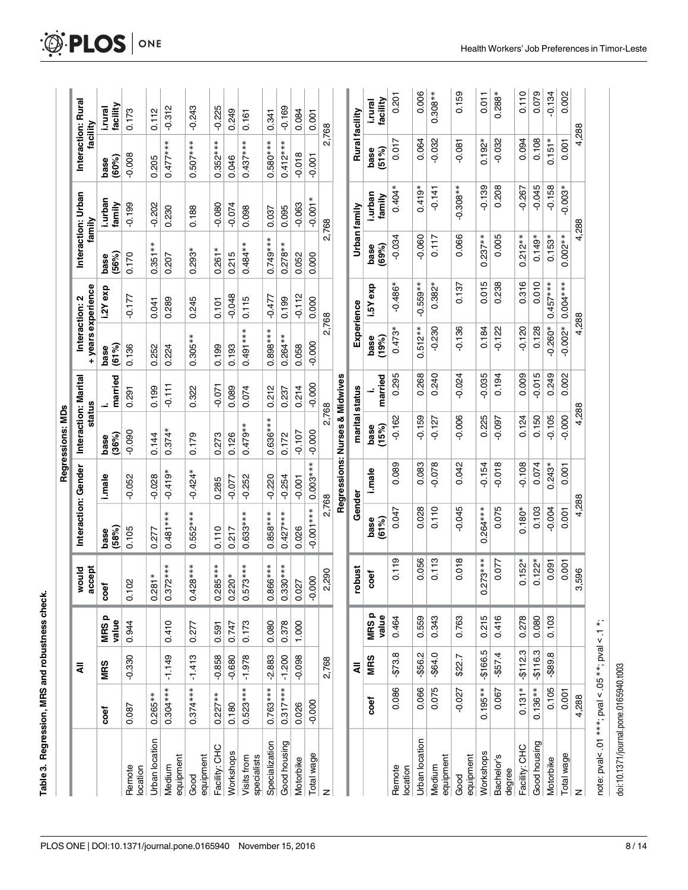**Table 3. Regression, MRS and robustness check.**

**Regressions: MDs**

| | All | | | would accept | Interaction: Gender | | Interaction: Marital status | | Interaction: 2 + years experience | | Interaction: Urban family | | Interaction: Rural facility | |
|---|---|---|---|---|---|---|---|---|---|---|---|---|---|---|
| | coef | MRS | MRS p value | coef | base (58%) | i.male | base (36%) | i. married | base (61%) | i.2Y exp | base (56%) | i.urban family | base (60%) | i.rural facility |
| Remote location | 0.087 | -0.330 | 0.944 | 0.102 | 0.105 | -0.052 | -0.090 | 0.291 | 0.136 | -0.177 | 0.170 | -0.199 | -0.008 | 0.173 |
| Urban location | 0.265** | | | 0.281* | 0.277 | -0.028 | 0.144 | 0.199 | 0.252 | 0.041 | 0.351** | -0.202 | 0.205 | 0.112 |
| Medium equipment | 0.304*** | -1.149 | 0.410 | 0.372*** | 0.481*** | -0.419* | 0.374* | -0.111 | 0.224 | 0.289 | 0.207 | 0.230 | 0.477*** | -0.312 |
| Good equipment | 0.374*** | -1.413 | 0.277 | 0.428*** | 0.552*** | -0.424* | 0.179 | 0.322 | 0.305** | 0.245 | 0.293* | 0.188 | 0.507*** | -0.243 |
| Facility: CHC | 0.227** | -0.858 | 0.591 | 0.285*** | 0.110 | 0.285 | 0.273 | -0.071 | 0.199 | 0.101 | 0.261* | -0.080 | 0.352*** | -0.225 |
| Workshops | 0.180 | -0.680 | 0.747 | 0.220* | 0.217 | -0.077 | 0.126 | 0.089 | 0.193 | -0.048 | 0.215 | -0.074 | 0.046 | 0.249 |
| Visits from specialists | 0.523*** | -1.978 | 0.173 | 0.573*** | 0.633*** | -0.252 | 0.479** | 0.074 | 0.491*** | 0.115 | 0.484** | 0.098 | 0.437*** | 0.161 |
| Specialization | 0.763*** | -2.883 | 0.080 | 0.866*** | 0.858*** | -0.220 | 0.636*** | 0.212 | 0.898*** | -0.477 | 0.749*** | 0.037 | 0.580*** | 0.341 |
| Good housing | 0.317*** | -1.200 | 0.378 | 0.330*** | 0.427*** | -0.254 | 0.172 | 0.237 | 0.264** | 0.199 | 0.278** | 0.095 | 0.412*** | -0.169 |
| Motorbike | 0.026 | -0.098 | 1.000 | 0.027 | 0.026 | -0.001 | -0.107 | 0.214 | 0.058 | -0.112 | 0.052 | -0.063 | -0.018 | 0.084 |
| Total wage | -0.000 | | | -0.000 | -0.001*** | 0.003*** | -0.000 | -0.000 | -0.000 | 0.000 | 0.000 | -0.001* | -0.001 | 0.001 |
| N | 2,768 | | | 2,290 | 2,768 | | 2,768 | | 2,768 | | 2,768 | | 2,768 | |

**Regressions: Nurses & Midwives**

| | All | | | robust | Gender | | marital status | | Experience | | Urban family | | Rural facility | |
|---|---|---|---|---|---|---|---|---|---|---|---|---|---|---|
| | coef | MRS | MRS p value | coef | base (61%) | i.male | base (15%) | i. married | base (19%) | i.5Y exp | base (69%) | i.urban family | base (51%) | i.rural facility |
| Remote location | 0.086 | -$73.8 | 0.464 | 0.119 | 0.047 | 0.089 | -0.162 | 0.295 | 0.473* | -0.486* | -0.034 | 0.404* | 0.017 | 0.201 |
| Urban location | 0.066 | -$56.2 | 0.559 | 0.056 | 0.028 | 0.083 | -0.159 | 0.268 | 0.512** | -0.559** | -0.060 | 0.419* | 0.064 | 0.006 |
| Medium equipment | 0.075 | -$64.0 | 0.343 | 0.113 | 0.110 | -0.078 | -0.127 | 0.240 | -0.230 | 0.382* | 0.117 | -0.141 | -0.032 | 0.308** |
| Good equipment | -0.027 | $22.7 | 0.763 | 0.018 | -0.045 | 0.042 | -0.006 | -0.024 | -0.136 | 0.137 | 0.066 | -0.308** | -0.081 | 0.159 |
| Workshops | 0.195** | -$166.5 | 0.215 | 0.273*** | 0.264*** | -0.154 | 0.225 | -0.035 | 0.184 | 0.015 | 0.237** | -0.139 | 0.192* | 0.011 |
| Bachelor's degree | 0.067 | -$57.4 | 0.416 | 0.077 | 0.075 | -0.018 | -0.097 | 0.194 | -0.122 | 0.238 | 0.005 | 0.208 | -0.032 | 0.288* |
| Facility: CHC | 0.131* | -$112.3 | 0.278 | 0.152* | 0.180* | -0.108 | 0.124 | 0.009 | -0.120 | 0.316 | 0.212** | -0.267 | 0.094 | 0.110 |
| Good housing | 0.136** | -$116.3 | 0.080 | 0.122* | 0.103 | 0.074 | 0.150 | -0.015 | 0.128 | 0.010 | 0.149* | -0.045 | 0.108 | 0.079 |
| Motorbike | 0.105 | -$89.8 | 0.103 | 0.091 | -0.004 | 0.243* | -0.105 | 0.249 | -0.260* | 0.457*** | 0.153* | -0.158 | 0.151* | -0.134 |
| Total wage | 0.001 | | | 0.001 | 0.001 | 0.001 | -0.000 | 0.002 | -0.002* | 0.004*** | 0.002** | -0.003* | 0.001 | 0.002 |
| N | 4,288 | | | 3,596 | 4,288 | | 4,288 | | 4,288 | | 4,288 | | 4,288 | |

note: pval<.01 ***; pval < .05 **; pval < .1 *;

doi:10.1371/journal.pone.0165940.t003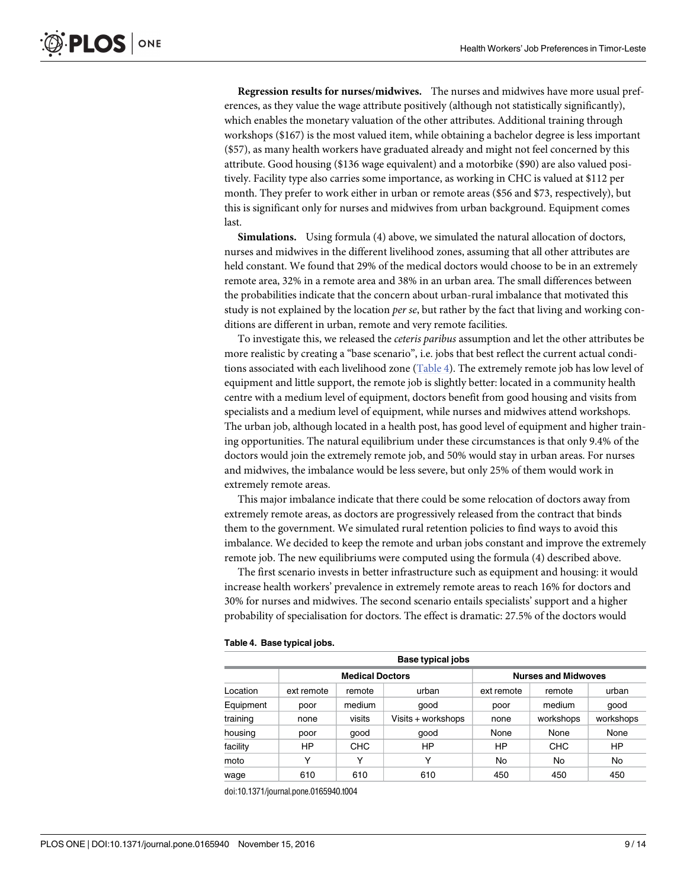**Regression results for nurses/midwives.** The nurses and midwives have more usual preferences, as they value the wage attribute positively (although not statistically significantly), which enables the monetary valuation of the other attributes. Additional training through workshops ($167) is the most valued item, while obtaining a bachelor degree is less important ($57), as many health workers have graduated already and might not feel concerned by this attribute. Good housing ($136 wage equivalent) and a motorbike ($90) are also valued positively. Facility type also carries some importance, as working in CHC is valued at $112 per month. They prefer to work either in urban or remote areas ($56 and $73, respectively), but this is significant only for nurses and midwives from urban background. Equipment comes last.

**Simulations.** Using formula (4) above, we simulated the natural allocation of doctors, nurses and midwives in the different livelihood zones, assuming that all other attributes are held constant. We found that 29% of the medical doctors would choose to be in an extremely remote area, 32% in a remote area and 38% in an urban area. The small differences between the probabilities indicate that the concern about urban-rural imbalance that motivated this study is not explained by the location *per se*, but rather by the fact that living and working conditions are different in urban, remote and very remote facilities.

To investigate this, we released the *ceteris paribus* assumption and let the other attributes be more realistic by creating a "base scenario", i.e. jobs that best reflect the current actual conditions associated with each livelihood zone (Table 4). The extremely remote job has low level of equipment and little support, the remote job is slightly better: located in a community health centre with a medium level of equipment, doctors benefit from good housing and visits from specialists and a medium level of equipment, while nurses and midwives attend workshops. The urban job, although located in a health post, has good level of equipment and higher training opportunities. The natural equilibrium under these circumstances is that only 9.4% of the doctors would join the extremely remote job, and 50% would stay in urban areas. For nurses and midwives, the imbalance would be less severe, but only 25% of them would work in extremely remote areas.

This major imbalance indicate that there could be some relocation of doctors away from extremely remote areas, as doctors are progressively released from the contract that binds them to the government. We simulated rural retention policies to find ways to avoid this imbalance. We decided to keep the remote and urban jobs constant and improve the extremely remote job. The new equilibriums were computed using the formula (4) described above.

The first scenario invests in better infrastructure such as equipment and housing: it would increase health workers' prevalence in extremely remote areas to reach 16% for doctors and 30% for nurses and midwives. The second scenario entails specialists' support and a higher probability of specialisation for doctors. The effect is dramatic: 27.5% of the doctors would

**Table 4. Base typical jobs.**

| Base typical jobs | | | | | | |
|---|---|---|---|---|---|---|
| | Medical Doctors | | | Nurses and Midwoves | | |
| Location | ext remote | remote | urban | ext remote | remote | urban |
| Equipment | poor | medium | good | poor | medium | good |
| training | none | visits | Visits + workshops | none | workshops | workshops |
| housing | poor | good | good | None | None | None |
| facility | HP | CHC | HP | HP | CHC | HP |
| moto | Y | Y | Y | No | No | No |
| wage | 610 | 610 | 610 | 450 | 450 | 450 |

doi:10.1371/journal.pone.0165940.t004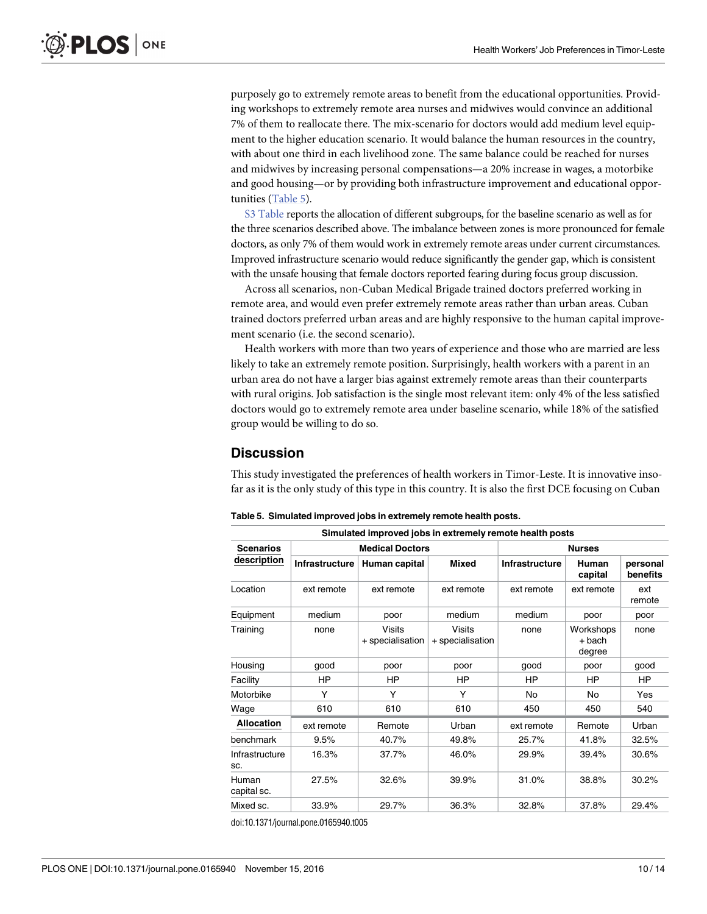purposely go to extremely remote areas to benefit from the educational opportunities. Providing workshops to extremely remote area nurses and midwives would convince an additional 7% of them to reallocate there. The mix-scenario for doctors would add medium level equipment to the higher education scenario. It would balance the human resources in the country, with about one third in each livelihood zone. The same balance could be reached for nurses and midwives by increasing personal compensations—a 20% increase in wages, a motorbike and good housing—or by providing both infrastructure improvement and educational opportunities (Table 5).

S3 Table reports the allocation of different subgroups, for the baseline scenario as well as for the three scenarios described above. The imbalance between zones is more pronounced for female doctors, as only 7% of them would work in extremely remote areas under current circumstances. Improved infrastructure scenario would reduce significantly the gender gap, which is consistent with the unsafe housing that female doctors reported fearing during focus group discussion.

Across all scenarios, non-Cuban Medical Brigade trained doctors preferred working in remote area, and would even prefer extremely remote areas rather than urban areas. Cuban trained doctors preferred urban areas and are highly responsive to the human capital improvement scenario (i.e. the second scenario).

Health workers with more than two years of experience and those who are married are less likely to take an extremely remote position. Surprisingly, health workers with a parent in an urban area do not have a larger bias against extremely remote areas than their counterparts with rural origins. Job satisfaction is the single most relevant item: only 4% of the less satisfied doctors would go to extremely remote area under baseline scenario, while 18% of the satisfied group would be willing to do so.

## Discussion

This study investigated the preferences of health workers in Timor-Leste. It is innovative insofar as it is the only study of this type in this country. It is also the first DCE focusing on Cuban

**Table 5. Simulated improved jobs in extremely remote health posts.**

| Simulated improved jobs in extremely remote health posts | | | | | | |
|---|---|---|---|---|---|---|
| **Scenarios description** | **Medical Doctors** | | | **Nurses** | | |
| | **Infrastructure** | **Human capital** | **Mixed** | **Infrastructure** | **Human capital** | **personal benefits** |
| Location | ext remote | ext remote | ext remote | ext remote | ext remote | ext remote |
| Equipment | medium | poor | medium | medium | poor | poor |
| Training | none | Visits + specialisation | Visits + specialisation | none | Workshops + bach degree | none |
| Housing | good | poor | poor | good | poor | good |
| Facility | HP | HP | HP | HP | HP | HP |
| Motorbike | Y | Y | Y | No | No | Yes |
| Wage | 610 | 610 | 610 | 450 | 450 | 540 |
| **Allocation** | ext remote | Remote | Urban | ext remote | Remote | Urban |
| benchmark | 9.5% | 40.7% | 49.8% | 25.7% | 41.8% | 32.5% |
| Infrastructure sc. | 16.3% | 37.7% | 46.0% | 29.9% | 39.4% | 30.6% |
| Human capital sc. | 27.5% | 32.6% | 39.9% | 31.0% | 38.8% | 30.2% |
| Mixed sc. | 33.9% | 29.7% | 36.3% | 32.8% | 37.8% | 29.4% |

doi:10.1371/journal.pone.0165940.t005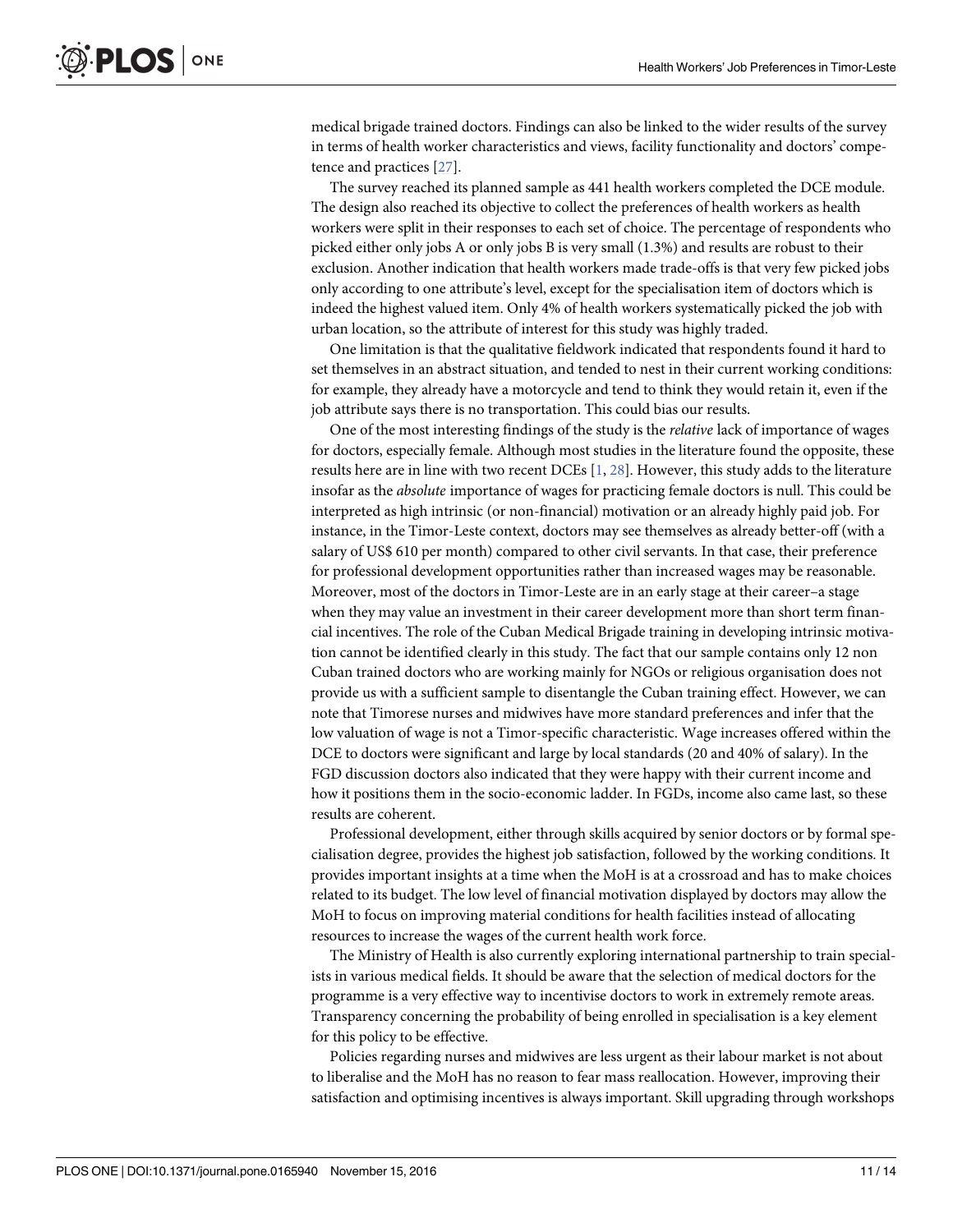medical brigade trained doctors. Findings can also be linked to the wider results of the survey in terms of health worker characteristics and views, facility functionality and doctors' competence and practices [27].

The survey reached its planned sample as 441 health workers completed the DCE module. The design also reached its objective to collect the preferences of health workers as health workers were split in their responses to each set of choice. The percentage of respondents who picked either only jobs A or only jobs B is very small (1.3%) and results are robust to their exclusion. Another indication that health workers made trade-offs is that very few picked jobs only according to one attribute's level, except for the specialisation item of doctors which is indeed the highest valued item. Only 4% of health workers systematically picked the job with urban location, so the attribute of interest for this study was highly traded.

One limitation is that the qualitative fieldwork indicated that respondents found it hard to set themselves in an abstract situation, and tended to nest in their current working conditions: for example, they already have a motorcycle and tend to think they would retain it, even if the job attribute says there is no transportation. This could bias our results.

One of the most interesting findings of the study is the *relative* lack of importance of wages for doctors, especially female. Although most studies in the literature found the opposite, these results here are in line with two recent DCEs [1, 28]. However, this study adds to the literature insofar as the *absolute* importance of wages for practicing female doctors is null. This could be interpreted as high intrinsic (or non-financial) motivation or an already highly paid job. For instance, in the Timor-Leste context, doctors may see themselves as already better-off (with a salary of US$ 610 per month) compared to other civil servants. In that case, their preference for professional development opportunities rather than increased wages may be reasonable. Moreover, most of the doctors in Timor-Leste are in an early stage at their career–a stage when they may value an investment in their career development more than short term financial incentives. The role of the Cuban Medical Brigade training in developing intrinsic motivation cannot be identified clearly in this study. The fact that our sample contains only 12 non Cuban trained doctors who are working mainly for NGOs or religious organisation does not provide us with a sufficient sample to disentangle the Cuban training effect. However, we can note that Timorese nurses and midwives have more standard preferences and infer that the low valuation of wage is not a Timor-specific characteristic. Wage increases offered within the DCE to doctors were significant and large by local standards (20 and 40% of salary). In the FGD discussion doctors also indicated that they were happy with their current income and how it positions them in the socio-economic ladder. In FGDs, income also came last, so these results are coherent.

Professional development, either through skills acquired by senior doctors or by formal specialisation degree, provides the highest job satisfaction, followed by the working conditions. It provides important insights at a time when the MoH is at a crossroad and has to make choices related to its budget. The low level of financial motivation displayed by doctors may allow the MoH to focus on improving material conditions for health facilities instead of allocating resources to increase the wages of the current health work force.

The Ministry of Health is also currently exploring international partnership to train specialists in various medical fields. It should be aware that the selection of medical doctors for the programme is a very effective way to incentivise doctors to work in extremely remote areas. Transparency concerning the probability of being enrolled in specialisation is a key element for this policy to be effective.

Policies regarding nurses and midwives are less urgent as their labour market is not about to liberalise and the MoH has no reason to fear mass reallocation. However, improving their satisfaction and optimising incentives is always important. Skill upgrading through workshops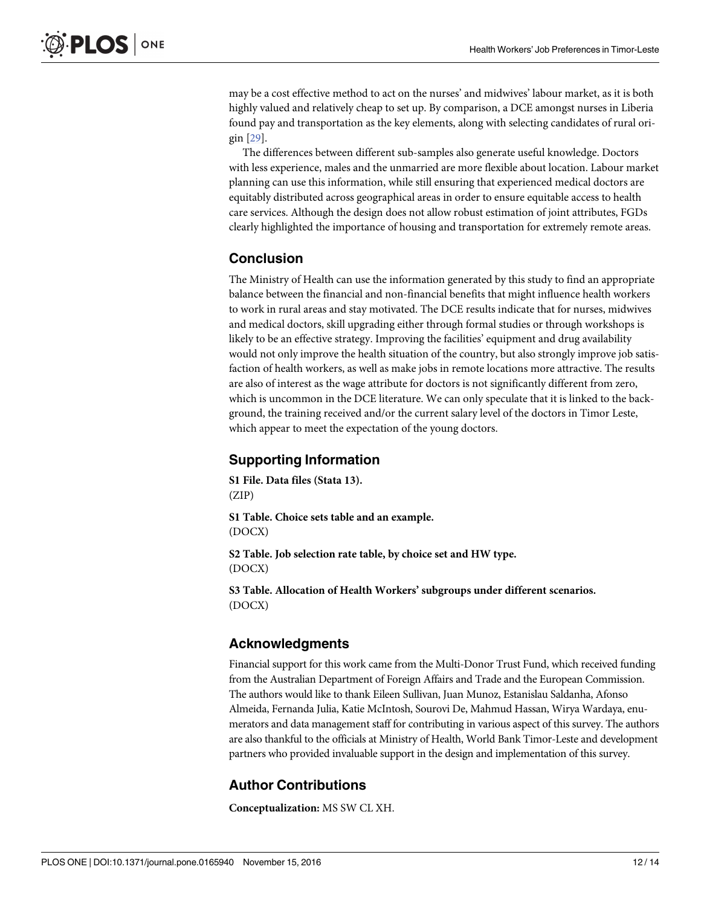may be a cost effective method to act on the nurses' and midwives' labour market, as it is both highly valued and relatively cheap to set up. By comparison, a DCE amongst nurses in Liberia found pay and transportation as the key elements, along with selecting candidates of rural origin [29].

The differences between different sub-samples also generate useful knowledge. Doctors with less experience, males and the unmarried are more flexible about location. Labour market planning can use this information, while still ensuring that experienced medical doctors are equitably distributed across geographical areas in order to ensure equitable access to health care services. Although the design does not allow robust estimation of joint attributes, FGDs clearly highlighted the importance of housing and transportation for extremely remote areas.

## Conclusion

The Ministry of Health can use the information generated by this study to find an appropriate balance between the financial and non-financial benefits that might influence health workers to work in rural areas and stay motivated. The DCE results indicate that for nurses, midwives and medical doctors, skill upgrading either through formal studies or through workshops is likely to be an effective strategy. Improving the facilities' equipment and drug availability would not only improve the health situation of the country, but also strongly improve job satisfaction of health workers, as well as make jobs in remote locations more attractive. The results are also of interest as the wage attribute for doctors is not significantly different from zero, which is uncommon in the DCE literature. We can only speculate that it is linked to the background, the training received and/or the current salary level of the doctors in Timor Leste, which appear to meet the expectation of the young doctors.

## Supporting Information

**S1 File. Data files (Stata 13).**
(ZIP)

**S1 Table. Choice sets table and an example.**
(DOCX)

**S2 Table. Job selection rate table, by choice set and HW type.**
(DOCX)

**S3 Table. Allocation of Health Workers' subgroups under different scenarios.**
(DOCX)

## Acknowledgments

Financial support for this work came from the Multi-Donor Trust Fund, which received funding from the Australian Department of Foreign Affairs and Trade and the European Commission. The authors would like to thank Eileen Sullivan, Juan Munoz, Estanislau Saldanha, Afonso Almeida, Fernanda Julia, Katie McIntosh, Sourovi De, Mahmud Hassan, Wirya Wardaya, enumerators and data management staff for contributing in various aspect of this survey. The authors are also thankful to the officials at Ministry of Health, World Bank Timor-Leste and development partners who provided invaluable support in the design and implementation of this survey.

## Author Contributions

**Conceptualization:** MS SW CL XH.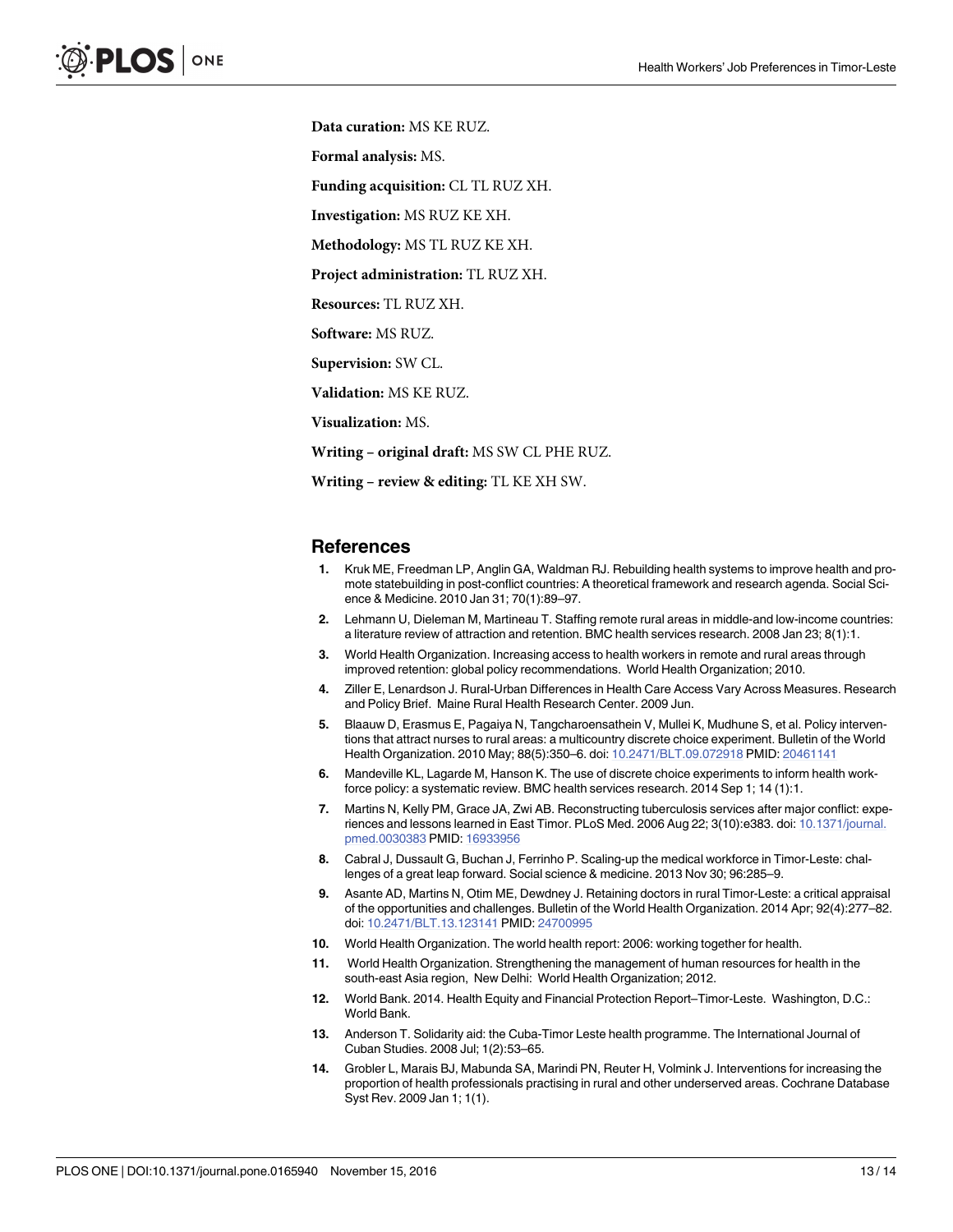**Data curation:** MS KE RUZ.

**Formal analysis:** MS.

**Funding acquisition:** CL TL RUZ XH.

**Investigation:** MS RUZ KE XH.

**Methodology:** MS TL RUZ KE XH.

**Project administration:** TL RUZ XH.

**Resources:** TL RUZ XH.

**Software:** MS RUZ.

**Supervision:** SW CL.

**Validation:** MS KE RUZ.

**Visualization:** MS.

**Writing – original draft:** MS SW CL PHE RUZ.

**Writing – review & editing:** TL KE XH SW.

## References

1. Kruk ME, Freedman LP, Anglin GA, Waldman RJ. Rebuilding health systems to improve health and promote statebuilding in post-conflict countries: A theoretical framework and research agenda. Social Science & Medicine. 2010 Jan 31; 70(1):89–97.
2. Lehmann U, Dieleman M, Martineau T. Staffing remote rural areas in middle-and low-income countries: a literature review of attraction and retention. BMC health services research. 2008 Jan 23; 8(1):1.
3. World Health Organization. Increasing access to health workers in remote and rural areas through improved retention: global policy recommendations. World Health Organization; 2010.
4. Ziller E, Lenardson J. Rural-Urban Differences in Health Care Access Vary Across Measures. Research and Policy Brief. Maine Rural Health Research Center. 2009 Jun.
5. Blaauw D, Erasmus E, Pagaiya N, Tangcharoensathein V, Mullei K, Mudhune S, et al. Policy interventions that attract nurses to rural areas: a multicountry discrete choice experiment. Bulletin of the World Health Organization. 2010 May; 88(5):350–6. doi: 10.2471/BLT.09.072918 PMID: 20461141
6. Mandeville KL, Lagarde M, Hanson K. The use of discrete choice experiments to inform health workforce policy: a systematic review. BMC health services research. 2014 Sep 1; 14 (1):1.
7. Martins N, Kelly PM, Grace JA, Zwi AB. Reconstructing tuberculosis services after major conflict: experiences and lessons learned in East Timor. PLoS Med. 2006 Aug 22; 3(10):e383. doi: 10.1371/journal.pmed.0030383 PMID: 16933956
8. Cabral J, Dussault G, Buchan J, Ferrinho P. Scaling-up the medical workforce in Timor-Leste: challenges of a great leap forward. Social science & medicine. 2013 Nov 30; 96:285–9.
9. Asante AD, Martins N, Otim ME, Dewdney J. Retaining doctors in rural Timor-Leste: a critical appraisal of the opportunities and challenges. Bulletin of the World Health Organization. 2014 Apr; 92(4):277–82. doi: 10.2471/BLT.13.123141 PMID: 24700995
10. World Health Organization. The world health report: 2006: working together for health.
11. World Health Organization. Strengthening the management of human resources for health in the south-east Asia region, New Delhi: World Health Organization; 2012.
12. World Bank. 2014. Health Equity and Financial Protection Report–Timor-Leste. Washington, D.C.: World Bank.
13. Anderson T. Solidarity aid: the Cuba-Timor Leste health programme. The International Journal of Cuban Studies. 2008 Jul; 1(2):53–65.
14. Grobler L, Marais BJ, Mabunda SA, Marindi PN, Reuter H, Volmink J. Interventions for increasing the proportion of health professionals practising in rural and other underserved areas. Cochrane Database Syst Rev. 2009 Jan 1; 1(1).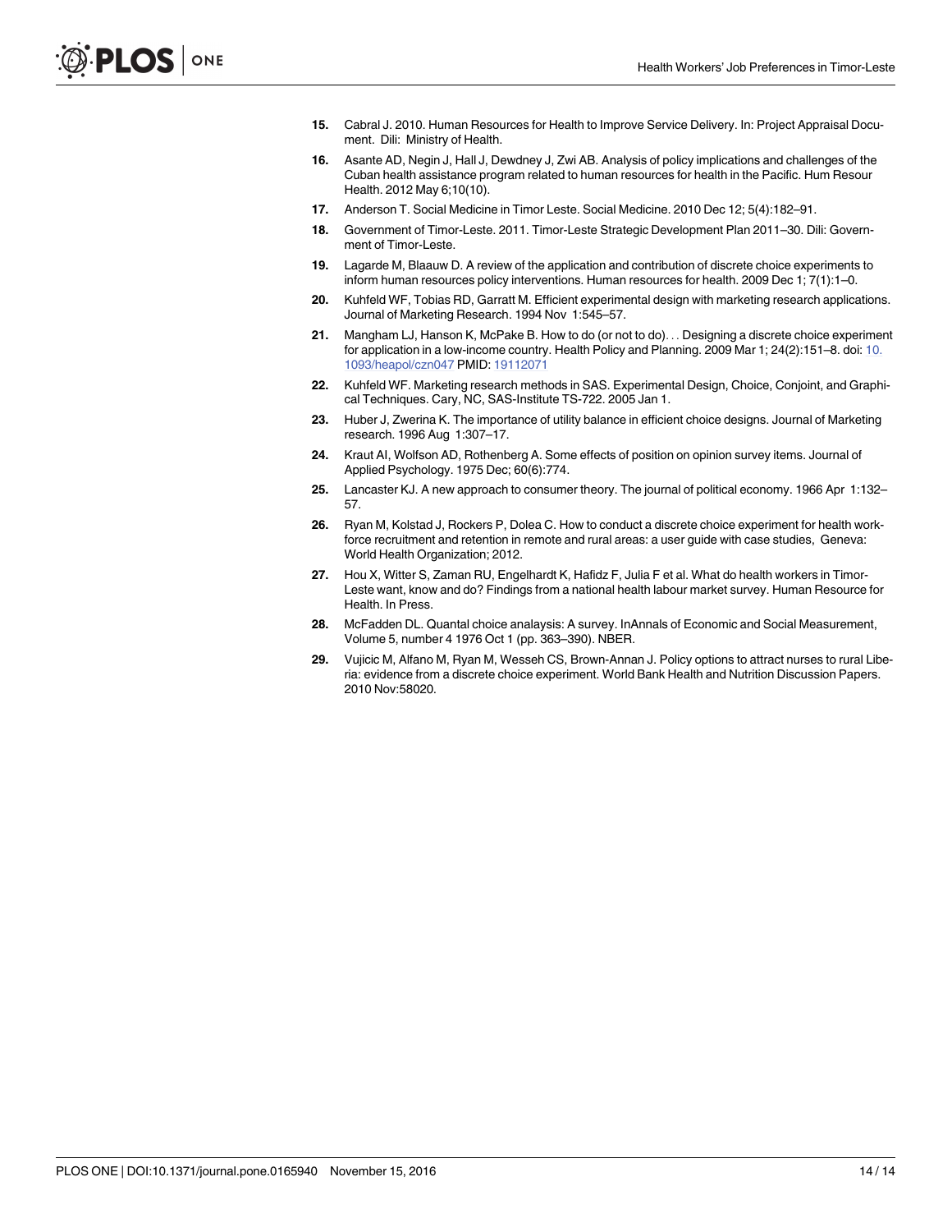15. Cabral J. 2010. Human Resources for Health to Improve Service Delivery. In: Project Appraisal Document. Dili: Ministry of Health.
16. Asante AD, Negin J, Hall J, Dewdney J, Zwi AB. Analysis of policy implications and challenges of the Cuban health assistance program related to human resources for health in the Pacific. Hum Resour Health. 2012 May 6;10(10).
17. Anderson T. Social Medicine in Timor Leste. Social Medicine. 2010 Dec 12; 5(4):182–91.
18. Government of Timor-Leste. 2011. Timor-Leste Strategic Development Plan 2011–30. Dili: Government of Timor-Leste.
19. Lagarde M, Blaauw D. A review of the application and contribution of discrete choice experiments to inform human resources policy interventions. Human resources for health. 2009 Dec 1; 7(1):1–0.
20. Kuhfeld WF, Tobias RD, Garratt M. Efficient experimental design with marketing research applications. Journal of Marketing Research. 1994 Nov 1:545–57.
21. Mangham LJ, Hanson K, McPake B. How to do (or not to do)... Designing a discrete choice experiment for application in a low-income country. Health Policy and Planning. 2009 Mar 1; 24(2):151–8. doi: 10.1093/heapol/czn047 PMID: 19112071
22. Kuhfeld WF. Marketing research methods in SAS. Experimental Design, Choice, Conjoint, and Graphical Techniques. Cary, NC, SAS-Institute TS-722. 2005 Jan 1.
23. Huber J, Zwerina K. The importance of utility balance in efficient choice designs. Journal of Marketing research. 1996 Aug 1:307–17.
24. Kraut AI, Wolfson AD, Rothenberg A. Some effects of position on opinion survey items. Journal of Applied Psychology. 1975 Dec; 60(6):774.
25. Lancaster KJ. A new approach to consumer theory. The journal of political economy. 1966 Apr 1:132–57.
26. Ryan M, Kolstad J, Rockers P, Dolea C. How to conduct a discrete choice experiment for health workforce recruitment and retention in remote and rural areas: a user guide with case studies, Geneva: World Health Organization; 2012.
27. Hou X, Witter S, Zaman RU, Engelhardt K, Hafidz F, Julia F et al. What do health workers in Timor-Leste want, know and do? Findings from a national health labour market survey. Human Resource for Health. In Press.
28. McFadden DL. Quantal choice analaysis: A survey. InAnnals of Economic and Social Measurement, Volume 5, number 4 1976 Oct 1 (pp. 363–390). NBER.
29. Vujicic M, Alfano M, Ryan M, Wesseh CS, Brown-Annan J. Policy options to attract nurses to rural Liberia: evidence from a discrete choice experiment. World Bank Health and Nutrition Discussion Papers. 2010 Nov:58020.